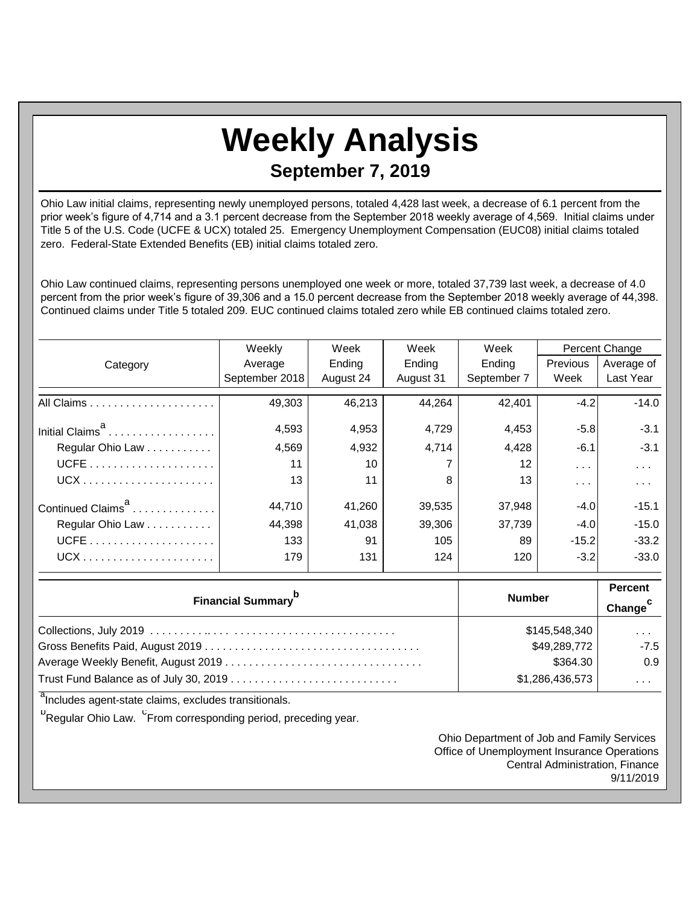# Weekly Analysis

## September 7, 2019

Ohio Law initial claims, representing newly unemployed persons, totaled 4,428 last week, a decrease of 6.1 percent from the prior week's figure of 4,714 and a 3.1 percent decrease from the September 2018 weekly average of 4,569. Initial claims under Title 5 of the U.S. Code (UCFE & UCX) totaled 25. Emergency Unemployment Compensation (EUC08) initial claims totaled zero. Federal-State Extended Benefits (EB) initial claims totaled zero.

Ohio Law continued claims, representing persons unemployed one week or more, totaled 37,739 last week, a decrease of 4.0 percent from the prior week's figure of 39,306 and a 15.0 percent decrease from the September 2018 weekly average of 44,398. Continued claims under Title 5 totaled 209. EUC continued claims totaled zero while EB continued claims totaled zero.

| Category | Weekly Average September 2018 | Week Ending August 24 | Week Ending August 31 | Week Ending September 7 | Percent Change | |
|---|---|---|---|---|---|---|
| | | | | | Previous Week | Average of Last Year |
| All Claims | 49,303 | 46,213 | 44,264 | 42,401 | -4.2 | -14.0 |
| Initial Claims[a] | 4,593 | 4,953 | 4,729 | 4,453 | -5.8 | -3.1 |
| Regular Ohio Law | 4,569 | 4,932 | 4,714 | 4,428 | -6.1 | -3.1 |
| UCFE | 11 | 10 | 7 | 12 | ... | ... |
| UCX | 13 | 11 | 8 | 13 | ... | ... |
| Continued Claims[a] | 44,710 | 41,260 | 39,535 | 37,948 | -4.0 | -15.1 |
| Regular Ohio Law | 44,398 | 41,038 | 39,306 | 37,739 | -4.0 | -15.0 |
| UCFE | 133 | 91 | 105 | 89 | -15.2 | -33.2 |
| UCX | 179 | 131 | 124 | 120 | -3.2 | -33.0 |

| Financial Summary[b] | Number | Percent Change[c] |
|---|---|---|
| Collections, July 2019 | $145,548,340 | ... |
| Gross Benefits Paid, August 2019 | $49,289,772 | -7.5 |
| Average Weekly Benefit, August 2019 | $364.30 | 0.9 |
| Trust Fund Balance as of July 30, 2019 | $1,286,436,573 | ... |

[a]Includes agent-state claims, excludes transitionals.

[b]Regular Ohio Law. [c]From corresponding period, preceding year.

Ohio Department of Job and Family Services
Office of Unemployment Insurance Operations
Central Administration, Finance
9/11/2019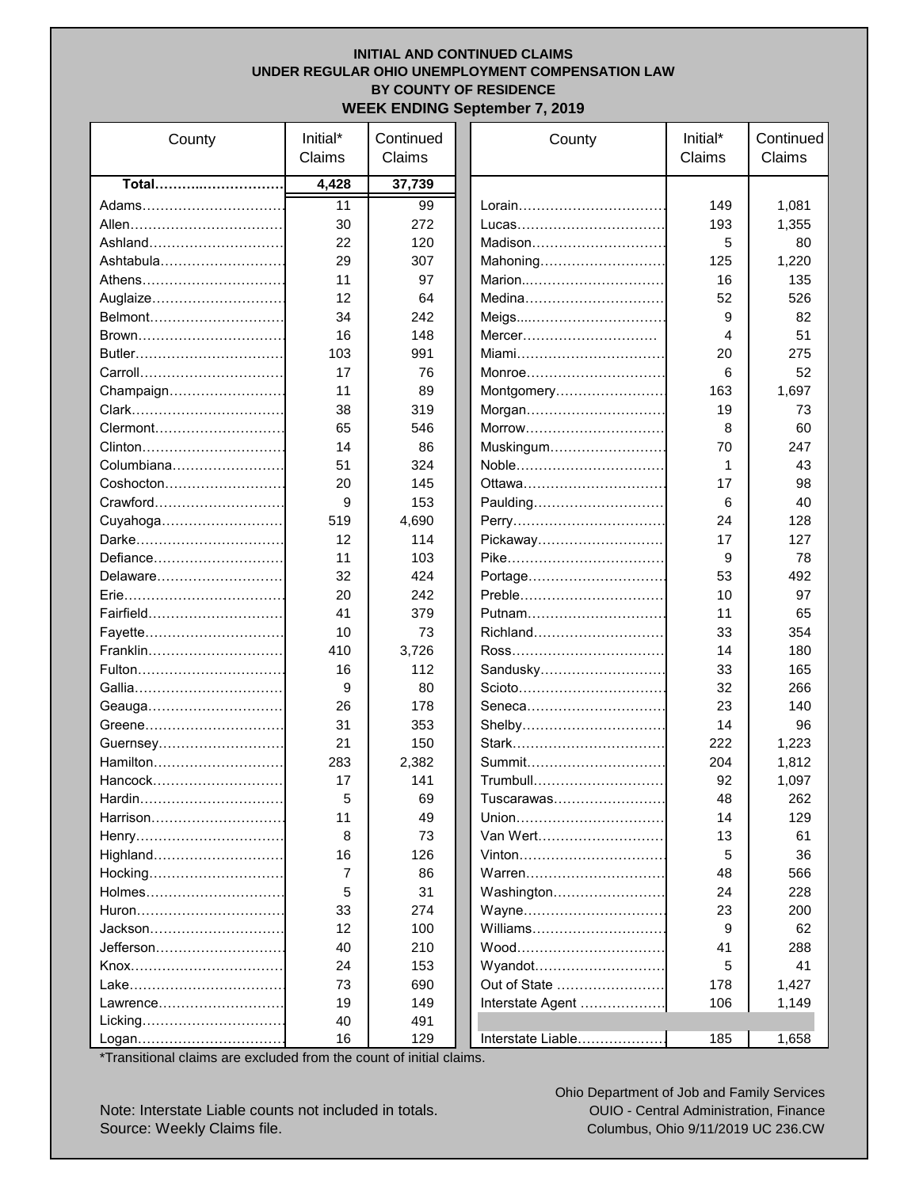**INITIAL AND CONTINUED CLAIMS**
**UNDER REGULAR OHIO UNEMPLOYMENT COMPENSATION LAW**
**BY COUNTY OF RESIDENCE**
**WEEK ENDING September 7, 2019**

| County | Initial* Claims | Continued Claims | County | Initial* Claims | Continued Claims |
|---|---|---|---|---|---|
| **Total** | **4,428** | **37,739** | | | |
| Adams | 11 | 99 | Lorain | 149 | 1,081 |
| Allen | 30 | 272 | Lucas | 193 | 1,355 |
| Ashland | 22 | 120 | Madison | 5 | 80 |
| Ashtabula | 29 | 307 | Mahoning | 125 | 1,220 |
| Athens | 11 | 97 | Marion | 16 | 135 |
| Auglaize | 12 | 64 | Medina | 52 | 526 |
| Belmont | 34 | 242 | Meigs | 9 | 82 |
| Brown | 16 | 148 | Mercer | 4 | 51 |
| Butler | 103 | 991 | Miami | 20 | 275 |
| Carroll | 17 | 76 | Monroe | 6 | 52 |
| Champaign | 11 | 89 | Montgomery | 163 | 1,697 |
| Clark | 38 | 319 | Morgan | 19 | 73 |
| Clermont | 65 | 546 | Morrow | 8 | 60 |
| Clinton | 14 | 86 | Muskingum | 70 | 247 |
| Columbiana | 51 | 324 | Noble | 1 | 43 |
| Coshocton | 20 | 145 | Ottawa | 17 | 98 |
| Crawford | 9 | 153 | Paulding | 6 | 40 |
| Cuyahoga | 519 | 4,690 | Perry | 24 | 128 |
| Darke | 12 | 114 | Pickaway | 17 | 127 |
| Defiance | 11 | 103 | Pike | 9 | 78 |
| Delaware | 32 | 424 | Portage | 53 | 492 |
| Erie | 20 | 242 | Preble | 10 | 97 |
| Fairfield | 41 | 379 | Putnam | 11 | 65 |
| Fayette | 10 | 73 | Richland | 33 | 354 |
| Franklin | 410 | 3,726 | Ross | 14 | 180 |
| Fulton | 16 | 112 | Sandusky | 33 | 165 |
| Gallia | 9 | 80 | Scioto | 32 | 266 |
| Geauga | 26 | 178 | Seneca | 23 | 140 |
| Greene | 31 | 353 | Shelby | 14 | 96 |
| Guernsey | 21 | 150 | Stark | 222 | 1,223 |
| Hamilton | 283 | 2,382 | Summit | 204 | 1,812 |
| Hancock | 17 | 141 | Trumbull | 92 | 1,097 |
| Hardin | 5 | 69 | Tuscarawas | 48 | 262 |
| Harrison | 11 | 49 | Union | 14 | 129 |
| Henry | 8 | 73 | Van Wert | 13 | 61 |
| Highland | 16 | 126 | Vinton | 5 | 36 |
| Hocking | 7 | 86 | Warren | 48 | 566 |
| Holmes | 5 | 31 | Washington | 24 | 228 |
| Huron | 33 | 274 | Wayne | 23 | 200 |
| Jackson | 12 | 100 | Williams | 9 | 62 |
| Jefferson | 40 | 210 | Wood | 41 | 288 |
| Knox | 24 | 153 | Wyandot | 5 | 41 |
| Lake | 73 | 690 | Out of State | 178 | 1,427 |
| Lawrence | 19 | 149 | Interstate Agent | 106 | 1,149 |
| Licking | 40 | 491 | | | |
| Logan | 16 | 129 | Interstate Liable | 185 | 1,658 |

*Transitional claims are excluded from the count of initial claims.

Note: Interstate Liable counts not included in totals.
Source: Weekly Claims file.

Ohio Department of Job and Family Services
OUIO - Central Administration, Finance
Columbus, Ohio 9/11/2019 UC 236.CW